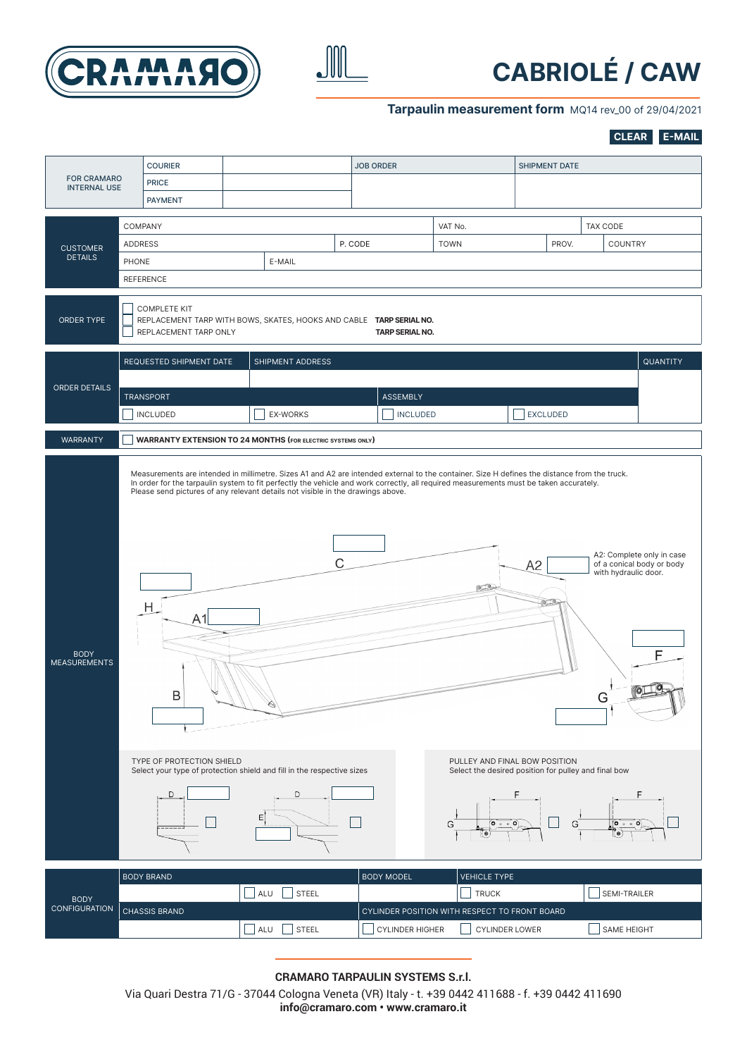# CABRIOLÉ / CAW

**Tarpaulin measurement form** MQ14 rev_00 of 29/04/2021

CLEAR | E-MAIL

| FOR CRAMARO INTERNAL USE | COURIER | | JOB ORDER | SHIPMENT DATE |
|---|---|---|---|---|
| | PRICE | | | |
| | PAYMENT | | | |

| CUSTOMER DETAILS | | | | | |
|---|---|---|---|---|---|
| COMPANY | | | VAT No. | | TAX CODE |
| ADDRESS | | P. CODE | TOWN | PROV. | COUNTRY |
| PHONE | E-MAIL | | | | |
| REFERENCE | | | | | |

**ORDER TYPE**

- ☐ COMPLETE KIT
- ☐ REPLACEMENT TARP WITH BOWS, SKATES, HOOKS AND CABLE — **TARP SERIAL NO.**
- ☐ REPLACEMENT TARP ONLY — **TARP SERIAL NO.**

| ORDER DETAILS | | | | |
|---|---|---|---|---|
| REQUESTED SHIPMENT DATE | SHIPMENT ADDRESS | | | QUANTITY |
| | | | | |
| TRANSPORT | | ASSEMBLY | | |
| ☐ INCLUDED | ☐ EX-WORKS | ☐ INCLUDED | ☐ EXCLUDED | |

**WARRANTY**

☐ **WARRANTY EXTENSION TO 24 MONTHS (FOR ELECTRIC SYSTEMS ONLY)**

**BODY MEASUREMENTS**

Measurements are intended in millimetre. Sizes A1 and A2 are intended external to the container. Size H defines the distance from the truck.
In order for the tarpaulin system to fit perfectly the vehicle and work correctly, all required measurements must be taken accurately.
Please send pictures of any relevant details not visible in the drawings above.

C: ____ A2: ____ H: ____ A1: ____ B: ____ F: ____ G: ____

A2: Complete only in case of a conical body or body with hydraulic door.

TYPE OF PROTECTION SHIELD
Select your type of protection shield and fill in the respective sizes

- ☐ D: ____
- ☐ D: ____ E: ____

PULLEY AND FINAL BOW POSITION
Select the desired position for pulley and final bow

- ☐ F / G
- ☐ F / G

| BODY CONFIGURATION | | | | | |
|---|---|---|---|---|---|
| BODY BRAND | | BODY MODEL | VEHICLE TYPE | | |
| | ☐ ALU ☐ STEEL | | ☐ TRUCK | | ☐ SEMI-TRAILER |
| CHASSIS BRAND | | CYLINDER POSITION WITH RESPECT TO FRONT BOARD | | | |
| | ☐ ALU ☐ STEEL | ☐ CYLINDER HIGHER | ☐ CYLINDER LOWER | | ☐ SAME HEIGHT |

**CRAMARO TARPAULIN SYSTEMS S.r.l.**

Via Quari Destra 71/G - 37044 Cologna Veneta (VR) Italy - t. +39 0442 411688 - f. +39 0442 411690

**info@cramaro.com • www.cramaro.it**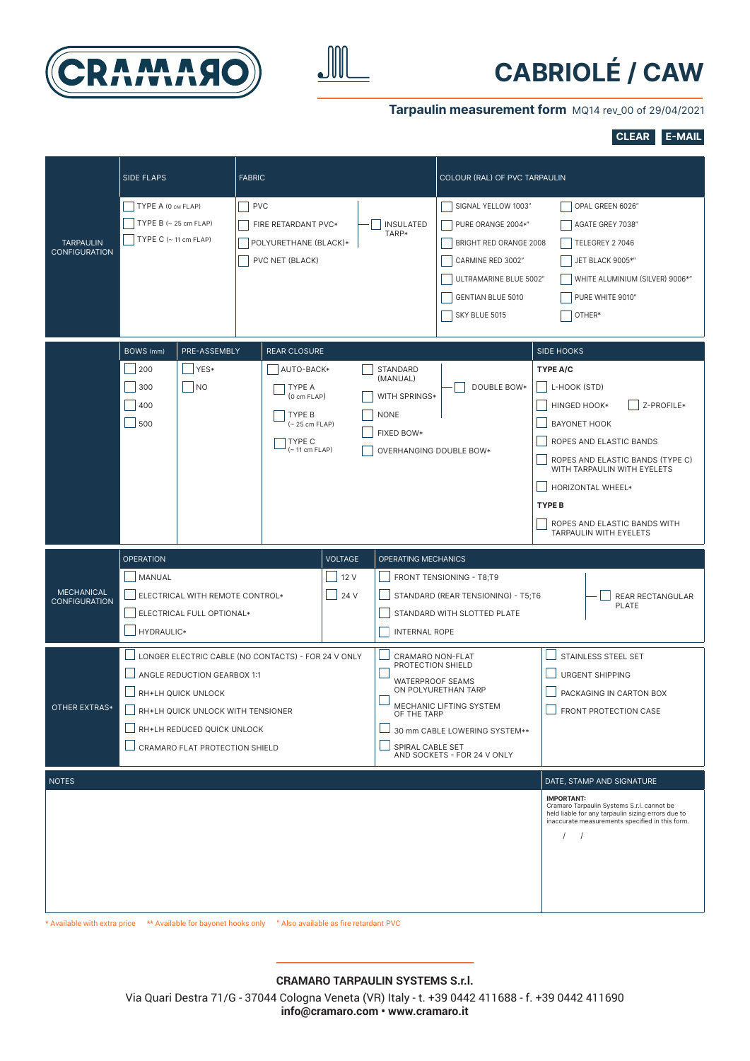# CABRIOLÉ / CAW

**Tarpaulin measurement form** MQ14 rev_00 of 29/04/2021

CLEAR E-MAIL

| | | | |
|---|---|---|---|
| TARPAULIN CONFIGURATION | **SIDE FLAPS**<br>☐ TYPE A (0 cm FLAP)<br>☐ TYPE B (~ 25 cm FLAP)<br>☐ TYPE C (~ 11 cm FLAP) | **FABRIC**<br>☐ PVC<br>☐ FIRE RETARDANT PVC*<br>☐ POLYURETHANE (BLACK)*<br>☐ PVC NET (BLACK)<br>☐ INSULATED TARP* | **COLOUR (RAL) OF PVC TARPAULIN**<br>☐ SIGNAL YELLOW 1003"<br>☐ PURE ORANGE 2004*"<br>☐ BRIGHT RED ORANGE 2008<br>☐ CARMINE RED 3002"<br>☐ ULTRAMARINE BLUE 5002"<br>☐ GENTIAN BLUE 5010<br>☐ SKY BLUE 5015<br>☐ OPAL GREEN 6026"<br>☐ AGATE GREY 7038"<br>☐ TELEGREY 2 7046<br>☐ JET BLACK 9005*"<br>☐ WHITE ALUMINIUM (SILVER) 9006*"<br>☐ PURE WHITE 9010"<br>☐ OTHER* |

| | | | | |
|---|---|---|---|---|
| | **BOWS (mm)**<br>☐ 200<br>☐ 300<br>☐ 400<br>☐ 500 | **PRE-ASSEMBLY**<br>☐ YES*<br>☐ NO | **REAR CLOSURE**<br>☐ AUTO-BACK*<br>☐ TYPE A (0 cm FLAP)<br>☐ TYPE B (~ 25 cm FLAP)<br>☐ TYPE C (~ 11 cm FLAP)<br>☐ STANDARD (MANUAL)<br>☐ WITH SPRINGS*<br>☐ NONE<br>☐ FIXED BOW*<br>☐ OVERHANGING DOUBLE BOW*<br>☐ DOUBLE BOW* | **SIDE HOOKS**<br>**TYPE A/C**<br>☐ L-HOOK (STD)<br>☐ HINGED HOOK*<br>☐ Z-PROFILE*<br>☐ BAYONET HOOK<br>☐ ROPES AND ELASTIC BANDS<br>☐ ROPES AND ELASTIC BANDS (TYPE C) WITH TARPAULIN WITH EYELETS<br>☐ HORIZONTAL WHEEL*<br>**TYPE B**<br>☐ ROPES AND ELASTIC BANDS WITH TARPAULIN WITH EYELETS |

| | | | |
|---|---|---|---|
| MECHANICAL CONFIGURATION | **OPERATION**<br>☐ MANUAL<br>☐ ELECTRICAL WITH REMOTE CONTROL*<br>☐ ELECTRICAL FULL OPTIONAL*<br>☐ HYDRAULIC* | **VOLTAGE**<br>☐ 12 V<br>☐ 24 V | **OPERATING MECHANICS**<br>☐ FRONT TENSIONING - T8;T9<br>☐ STANDARD (REAR TENSIONING) - T5;T6<br>☐ STANDARD WITH SLOTTED PLATE<br>☐ INTERNAL ROPE<br>☐ REAR RECTANGULAR PLATE |

| | | | |
|---|---|---|---|
| OTHER EXTRAS* | ☐ LONGER ELECTRIC CABLE (NO CONTACTS) - FOR 24 V ONLY<br>☐ ANGLE REDUCTION GEARBOX 1:1<br>☐ RH+LH QUICK UNLOCK<br>☐ RH+LH QUICK UNLOCK WITH TENSIONER<br>☐ RH+LH REDUCED QUICK UNLOCK<br>☐ CRAMARO FLAT PROTECTION SHIELD | ☐ CRAMARO NON-FLAT PROTECTION SHIELD<br>☐ WATERPROOF SEAMS ON POLYURETHAN TARP<br>☐ MECHANIC LIFTING SYSTEM OF THE TARP<br>☐ 30 mm CABLE LOWERING SYSTEM**<br>☐ SPIRAL CABLE SET AND SOCKETS - FOR 24 V ONLY | ☐ STAINLESS STEEL SET<br>☐ URGENT SHIPPING<br>☐ PACKAGING IN CARTON BOX<br>☐ FRONT PROTECTION CASE |

| NOTES | DATE, STAMP AND SIGNATURE |
|---|---|
| | **IMPORTANT:** Cramaro Tarpaulin Systems S.r.l. cannot be held liable for any tarpaulin sizing errors due to inaccurate measurements specified in this form.<br><br>/ / |

\* Available with extra price ** Available for bayonet hooks only " Also available as fire retardant PVC

**CRAMARO TARPAULIN SYSTEMS S.r.l.**
Via Quari Destra 71/G - 37044 Cologna Veneta (VR) Italy - t. +39 0442 411688 - f. +39 0442 411690
**info@cramaro.com • www.cramaro.it**